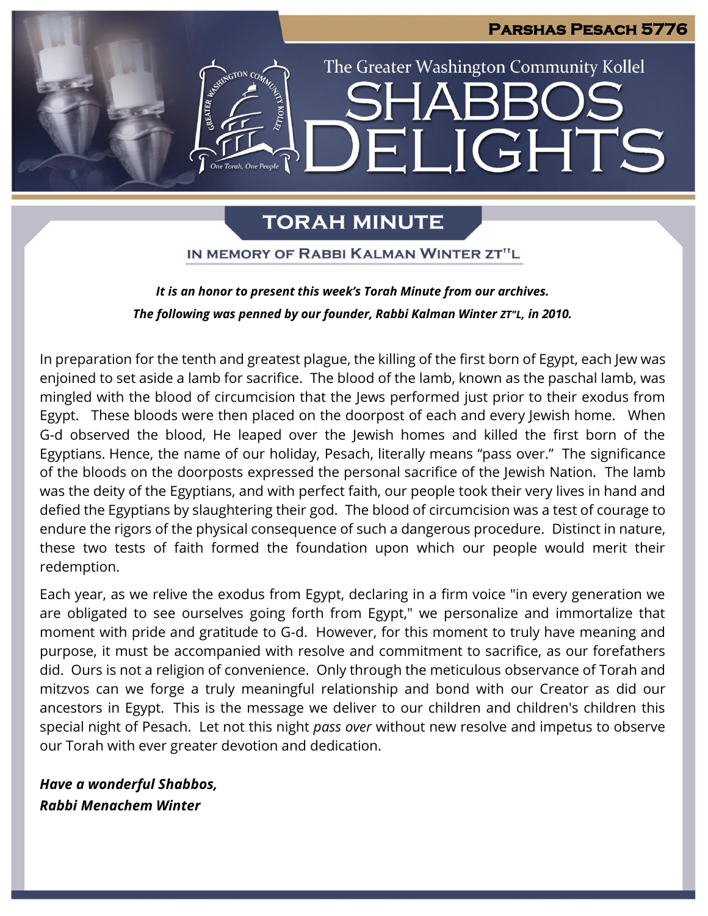**Parshas Pesach 5776**

The Greater Washington Community Kollel

# SHABBOS DELIGHTS

## TORAH MINUTE

### IN MEMORY OF RABBI KALMAN WINTER ZT"L

***It is an honor to present this week's Torah Minute from our archives.***
***The following was penned by our founder, Rabbi Kalman Winter ZT"L, in 2010.***

In preparation for the tenth and greatest plague, the killing of the first born of Egypt, each Jew was enjoined to set aside a lamb for sacrifice. The blood of the lamb, known as the paschal lamb, was mingled with the blood of circumcision that the Jews performed just prior to their exodus from Egypt. These bloods were then placed on the doorpost of each and every Jewish home. When G-d observed the blood, He leaped over the Jewish homes and killed the first born of the Egyptians. Hence, the name of our holiday, Pesach, literally means "pass over." The significance of the bloods on the doorposts expressed the personal sacrifice of the Jewish Nation. The lamb was the deity of the Egyptians, and with perfect faith, our people took their very lives in hand and defied the Egyptians by slaughtering their god. The blood of circumcision was a test of courage to endure the rigors of the physical consequence of such a dangerous procedure. Distinct in nature, these two tests of faith formed the foundation upon which our people would merit their redemption.

Each year, as we relive the exodus from Egypt, declaring in a firm voice "in every generation we are obligated to see ourselves going forth from Egypt," we personalize and immortalize that moment with pride and gratitude to G-d. However, for this moment to truly have meaning and purpose, it must be accompanied with resolve and commitment to sacrifice, as our forefathers did. Ours is not a religion of convenience. Only through the meticulous observance of Torah and mitzvos can we forge a truly meaningful relationship and bond with our Creator as did our ancestors in Egypt. This is the message we deliver to our children and children's children this special night of Pesach. Let not this night *pass over* without new resolve and impetus to observe our Torah with ever greater devotion and dedication.

***Have a wonderful Shabbos,***
***Rabbi Menachem Winter***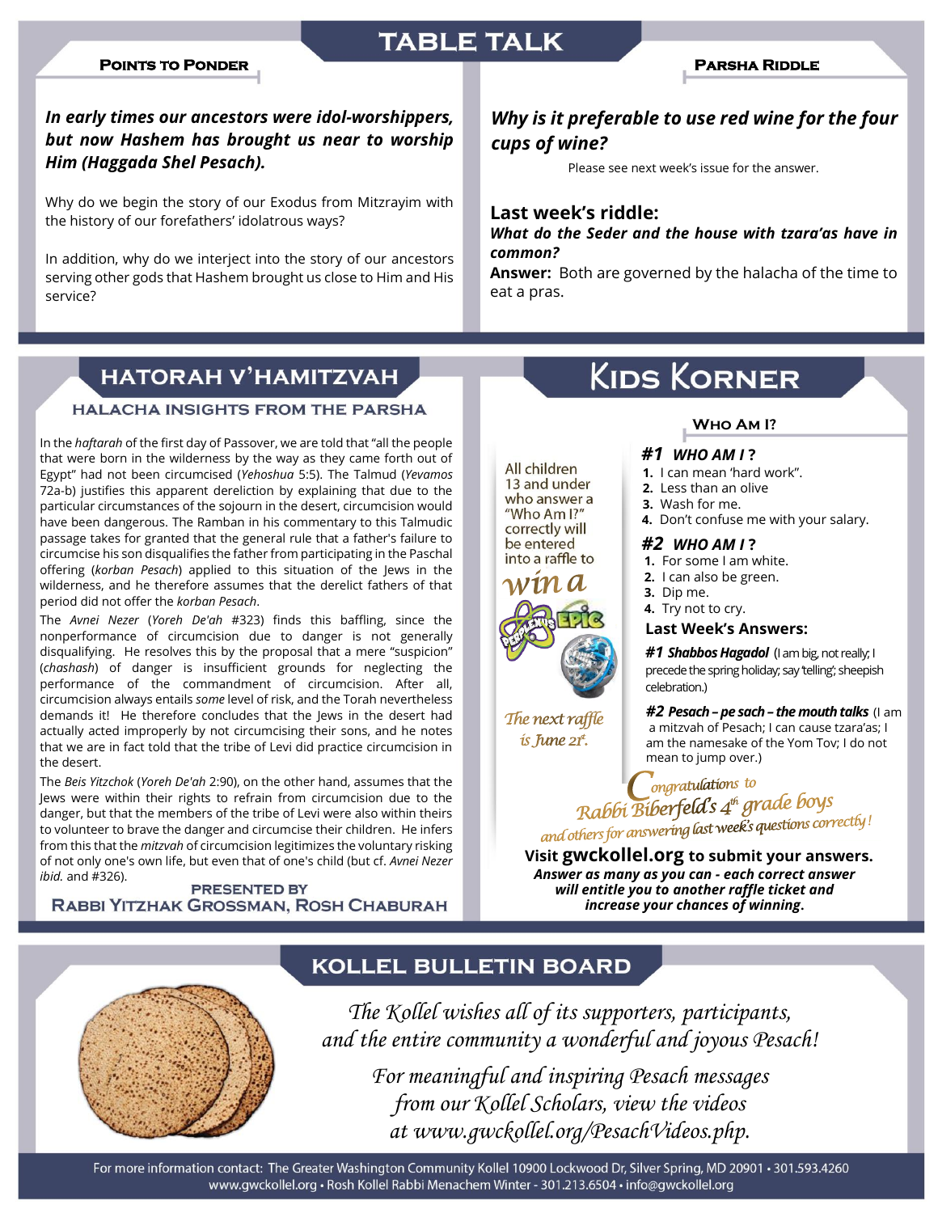# TABLE TALK

## Points to Ponder

***In early times our ancestors were idol-worshippers, but now Hashem has brought us near to worship Him (Haggada Shel Pesach).***

Why do we begin the story of our Exodus from Mitzrayim with the history of our forefathers' idolatrous ways?

In addition, why do we interject into the story of our ancestors serving other gods that Hashem brought us close to Him and His service?

## Parsha Riddle

***Why is it preferable to use red wine for the four cups of wine?***

Please see next week's issue for the answer.

**Last week's riddle:**

***What do the Seder and the house with tzara'as have in common?***

**Answer:** Both are governed by the halacha of the time to eat a pras.

# HATORAH V'HAMITZVAH

## HALACHA INSIGHTS FROM THE PARSHA

In the *haftarah* of the first day of Passover, we are told that "all the people that were born in the wilderness by the way as they came forth out of Egypt" had not been circumcised (*Yehoshua* 5:5). The Talmud (*Yevamos* 72a-b) justifies this apparent dereliction by explaining that due to the particular circumstances of the sojourn in the desert, circumcision would have been dangerous. The Ramban in his commentary to this Talmudic passage takes for granted that the general rule that a father's failure to circumcise his son disqualifies the father from participating in the Paschal offering (*korban Pesach*) applied to this situation of the Jews in the wilderness, and he therefore assumes that the derelict fathers of that period did not offer the *korban Pesach*.

The *Avnei Nezer* (*Yoreh De'ah* #323) finds this baffling, since the nonperformance of circumcision due to danger is not generally disqualifying. He resolves this by the proposal that a mere "suspicion" (*chashash*) of danger is insufficient grounds for neglecting the performance of the commandment of circumcision. After all, circumcision always entails *some* level of risk, and the Torah nevertheless demands it! He therefore concludes that the Jews in the desert had actually acted improperly by not circumcising their sons, and he notes that we are in fact told that the tribe of Levi did practice circumcision in the desert.

The *Beis Yitzchok* (*Yoreh De'ah* 2:90), on the other hand, assumes that the Jews were within their rights to refrain from circumcision due to the danger, but that the members of the tribe of Levi were also within theirs to volunteer to brave the danger and circumcise their children. He infers from this that the *mitzvah* of circumcision legitimizes the voluntary risking of not only one's own life, but even that of one's child (but cf. *Avnei Nezer ibid.* and #326).

PRESENTED BY
RABBI YITZHAK GROSSMAN, ROSH CHABURAH

# KIDS KORNER

All children 13 and under who answer a "Who Am I?" correctly will be entered into a raffle to *win a* EPIC PERPLEXUS

*The next raffle is June 21st.*

## Who Am I?

**#1 WHO AM I ?**

1. I can mean 'hard work".
2. Less than an olive
3. Wash for me.
4. Don't confuse me with your salary.

**#2 WHO AM I ?**

1. For some I am white.
2. I can also be green.
3. Dip me.
4. Try not to cry.

**Last Week's Answers:**

***#1 Shabbos Hagadol*** (I am big, not really; I precede the spring holiday; say 'telling'; sheepish celebration.)

***#2 Pesach – pe sach – the mouth talks*** (I am a mitzvah of Pesach; I can cause tzara'as; I am the namesake of the Yom Tov; I do not mean to jump over.)

*Congratulations to Rabbi Biberfeld's 4th grade boys and others for answering last week's questions correctly!*

**Visit gwckollel.org to submit your answers.**

***Answer as many as you can - each correct answer will entitle you to another raffle ticket and increase your chances of winning.***

# KOLLEL BULLETIN BOARD

*The Kollel wishes all of its supporters, participants, and the entire community a wonderful and joyous Pesach!*

*For meaningful and inspiring Pesach messages from our Kollel Scholars, view the videos at www.gwckollel.org/PesachVideos.php.*

For more information contact: The Greater Washington Community Kollel 10900 Lockwood Dr, Silver Spring, MD 20901 • 301.593.4260
www.gwckollel.org • Rosh Kollel Rabbi Menachem Winter - 301.213.6504 • info@gwckollel.org